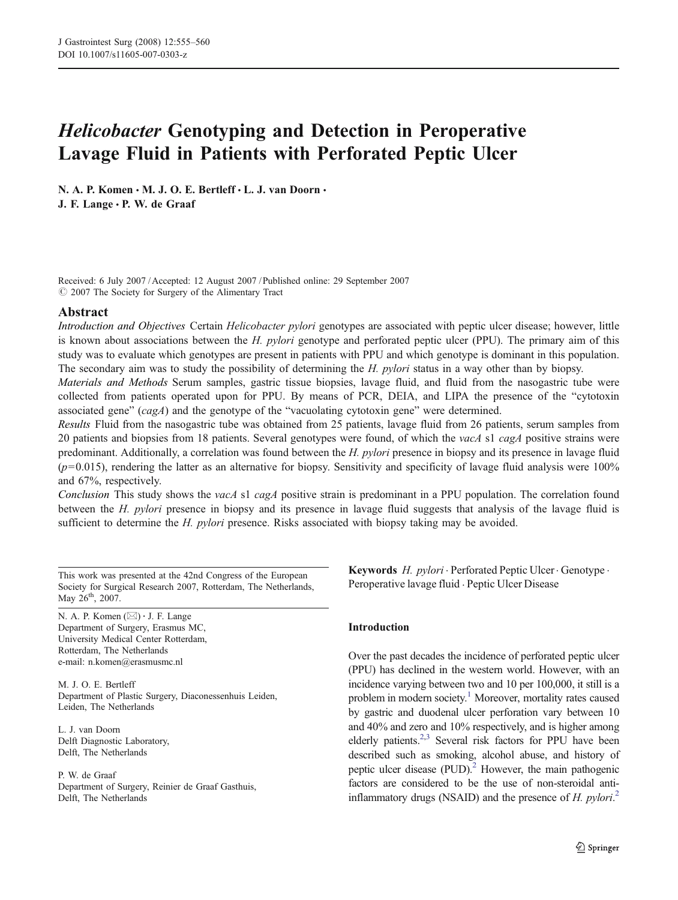# *Helicobacter* Genotyping and Detection in Peroperative Lavage Fluid in Patients with Perforated Peptic Ulcer

**N. A. P. Komen · M. J. O. E. Bertleff · L. J. van Doorn · J. F. Lange · P. W. de Graaf**

Received: 6 July 2007 / Accepted: 12 August 2007 / Published online: 29 September 2007
© 2007 The Society for Surgery of the Alimentary Tract

## Abstract

*Introduction and Objectives* Certain *Helicobacter pylori* genotypes are associated with peptic ulcer disease; however, little is known about associations between the *H. pylori* genotype and perforated peptic ulcer (PPU). The primary aim of this study was to evaluate which genotypes are present in patients with PPU and which genotype is dominant in this population. The secondary aim was to study the possibility of determining the *H. pylori* status in a way other than by biopsy.

*Materials and Methods* Serum samples, gastric tissue biopsies, lavage fluid, and fluid from the nasogastric tube were collected from patients operated upon for PPU. By means of PCR, DEIA, and LIPA the presence of the "cytotoxin associated gene" (*cagA*) and the genotype of the "vacuolating cytotoxin gene" were determined.

*Results* Fluid from the nasogastric tube was obtained from 25 patients, lavage fluid from 26 patients, serum samples from 20 patients and biopsies from 18 patients. Several genotypes were found, of which the *vacA* s1 *cagA* positive strains were predominant. Additionally, a correlation was found between the *H. pylori* presence in biopsy and its presence in lavage fluid ($p=0.015$), rendering the latter as an alternative for biopsy. Sensitivity and specificity of lavage fluid analysis were 100% and 67%, respectively.

*Conclusion* This study shows the *vacA* s1 *cagA* positive strain is predominant in a PPU population. The correlation found between the *H. pylori* presence in biopsy and its presence in lavage fluid suggests that analysis of the lavage fluid is sufficient to determine the *H. pylori* presence. Risks associated with biopsy taking may be avoided.

**Keywords** *H. pylori* · Perforated Peptic Ulcer · Genotype · Peroperative lavage fluid · Peptic Ulcer Disease

This work was presented at the 42nd Congress of the European Society for Surgical Research 2007, Rotterdam, The Netherlands, May 26th, 2007.

N. A. P. Komen (✉) · J. F. Lange
Department of Surgery, Erasmus MC,
University Medical Center Rotterdam,
Rotterdam, The Netherlands
e-mail: n.komen@erasmusmc.nl

M. J. O. E. Bertleff
Department of Plastic Surgery, Diaconessenhuis Leiden,
Leiden, The Netherlands

L. J. van Doorn
Delft Diagnostic Laboratory,
Delft, The Netherlands

P. W. de Graaf
Department of Surgery, Reinier de Graaf Gasthuis,
Delft, The Netherlands

## Introduction

Over the past decades the incidence of perforated peptic ulcer (PPU) has declined in the western world. However, with an incidence varying between two and 10 per 100,000, it still is a problem in modern society.[1] Moreover, mortality rates caused by gastric and duodenal ulcer perforation vary between 10 and 40% and zero and 10% respectively, and is higher among elderly patients.[2,3] Several risk factors for PPU have been described such as smoking, alcohol abuse, and history of peptic ulcer disease (PUD).[2] However, the main pathogenic factors are considered to be the use of non-steroidal anti-inflammatory drugs (NSAID) and the presence of *H. pylori*.[2]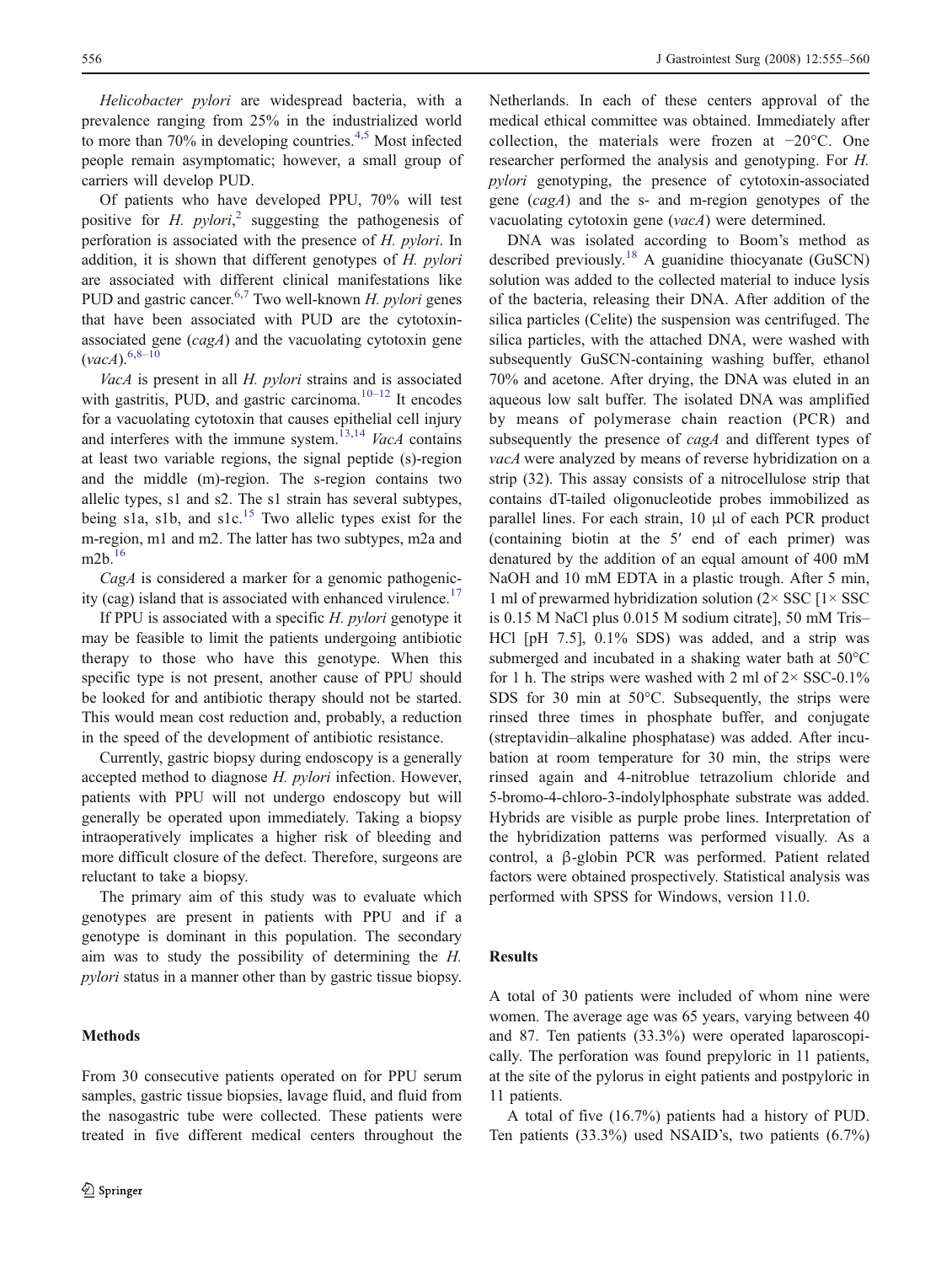*Helicobacter pylori* are widespread bacteria, with a prevalence ranging from 25% in the industrialized world to more than 70% in developing countries.[4,5] Most infected people remain asymptomatic; however, a small group of carriers will develop PUD.

Of patients who have developed PPU, 70% will test positive for *H. pylori*,[2] suggesting the pathogenesis of perforation is associated with the presence of *H. pylori*. In addition, it is shown that different genotypes of *H. pylori* are associated with different clinical manifestations like PUD and gastric cancer.[6,7] Two well-known *H. pylori* genes that have been associated with PUD are the cytotoxin-associated gene (*cagA*) and the vacuolating cytotoxin gene (*vacA*).[6,8–10]

*VacA* is present in all *H. pylori* strains and is associated with gastritis, PUD, and gastric carcinoma.[10–12] It encodes for a vacuolating cytotoxin that causes epithelial cell injury and interferes with the immune system.[13,14] *VacA* contains at least two variable regions, the signal peptide (s)-region and the middle (m)-region. The s-region contains two allelic types, s1 and s2. The s1 strain has several subtypes, being s1a, s1b, and s1c.[15] Two allelic types exist for the m-region, m1 and m2. The latter has two subtypes, m2a and m2b.[16]

*CagA* is considered a marker for a genomic pathogenicity (cag) island that is associated with enhanced virulence.[17]

If PPU is associated with a specific *H. pylori* genotype it may be feasible to limit the patients undergoing antibiotic therapy to those who have this genotype. When this specific type is not present, another cause of PPU should be looked for and antibiotic therapy should not be started. This would mean cost reduction and, probably, a reduction in the speed of the development of antibiotic resistance.

Currently, gastric biopsy during endoscopy is a generally accepted method to diagnose *H. pylori* infection. However, patients with PPU will not undergo endoscopy but will generally be operated upon immediately. Taking a biopsy intraoperatively implicates a higher risk of bleeding and more difficult closure of the defect. Therefore, surgeons are reluctant to take a biopsy.

The primary aim of this study was to evaluate which genotypes are present in patients with PPU and if a genotype is dominant in this population. The secondary aim was to study the possibility of determining the *H. pylori* status in a manner other than by gastric tissue biopsy.

## Methods

From 30 consecutive patients operated on for PPU serum samples, gastric tissue biopsies, lavage fluid, and fluid from the nasogastric tube were collected. These patients were treated in five different medical centers throughout the Netherlands. In each of these centers approval of the medical ethical committee was obtained. Immediately after collection, the materials were frozen at −20°C. One researcher performed the analysis and genotyping. For *H. pylori* genotyping, the presence of cytotoxin-associated gene (*cagA*) and the s- and m-region genotypes of the vacuolating cytotoxin gene (*vacA*) were determined.

DNA was isolated according to Boom's method as described previously.[18] A guanidine thiocyanate (GuSCN) solution was added to the collected material to induce lysis of the bacteria, releasing their DNA. After addition of the silica particles (Celite) the suspension was centrifuged. The silica particles, with the attached DNA, were washed with subsequently GuSCN-containing washing buffer, ethanol 70% and acetone. After drying, the DNA was eluted in an aqueous low salt buffer. The isolated DNA was amplified by means of polymerase chain reaction (PCR) and subsequently the presence of *cagA* and different types of *vacA* were analyzed by means of reverse hybridization on a strip (32). This assay consists of a nitrocellulose strip that contains dT-tailed oligonucleotide probes immobilized as parallel lines. For each strain, 10 μl of each PCR product (containing biotin at the 5′ end of each primer) was denatured by the addition of an equal amount of 400 mM NaOH and 10 mM EDTA in a plastic trough. After 5 min, 1 ml of prewarmed hybridization solution (2× SSC [1× SSC is 0.15 M NaCl plus 0.015 M sodium citrate], 50 mM Tris–HCl [pH 7.5], 0.1% SDS) was added, and a strip was submerged and incubated in a shaking water bath at 50°C for 1 h. The strips were washed with 2 ml of 2× SSC-0.1% SDS for 30 min at 50°C. Subsequently, the strips were rinsed three times in phosphate buffer, and conjugate (streptavidin–alkaline phosphatase) was added. After incubation at room temperature for 30 min, the strips were rinsed again and 4-nitroblue tetrazolium chloride and 5-bromo-4-chloro-3-indolylphosphate substrate was added. Hybrids are visible as purple probe lines. Interpretation of the hybridization patterns was performed visually. As a control, a β-globin PCR was performed. Patient related factors were obtained prospectively. Statistical analysis was performed with SPSS for Windows, version 11.0.

## Results

A total of 30 patients were included of whom nine were women. The average age was 65 years, varying between 40 and 87. Ten patients (33.3%) were operated laparoscopically. The perforation was found prepyloric in 11 patients, at the site of the pylorus in eight patients and postpyloric in 11 patients.

A total of five (16.7%) patients had a history of PUD. Ten patients (33.3%) used NSAID's, two patients (6.7%)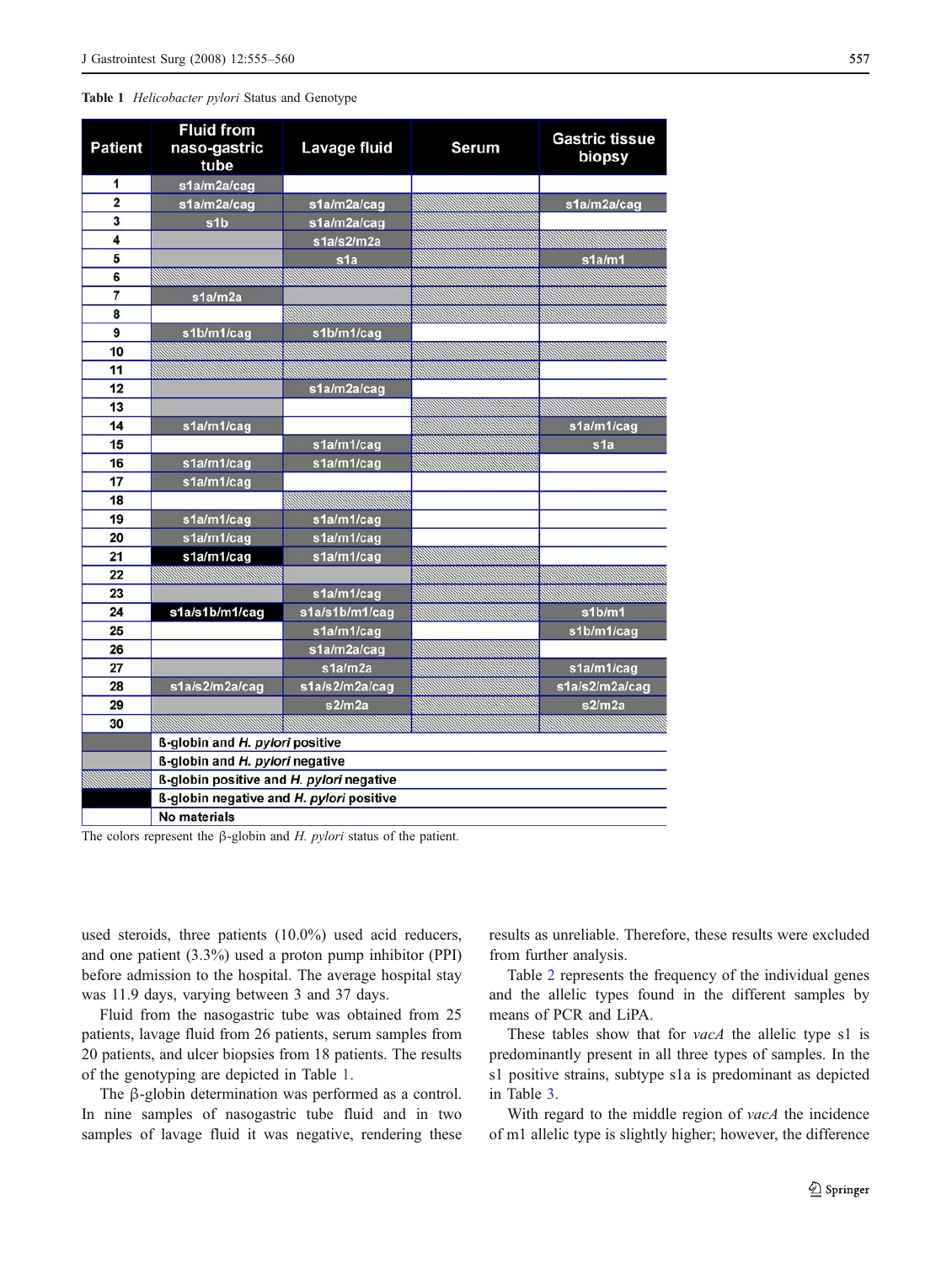Table 1 *Helicobacter pylori* Status and Genotype

| Patient | Fluid from naso-gastric tube | Lavage fluid | Serum | Gastric tissue biopsy |
|---|---|---|---|---|
| 1 | s1a/m2a/cag | | | |
| 2 | s1a/m2a/cag | s1a/m2a/cag | | s1a/m2a/cag |
| 3 | s1b | s1a/m2a/cag | | |
| 4 | | s1a/s2/m2a | | |
| 5 | | s1a | | s1a/m1 |
| 6 | | | | |
| 7 | s1a/m2a | | | |
| 8 | | | | |
| 9 | s1b/m1/cag | s1b/m1/cag | | |
| 10 | | | | |
| 11 | | | | |
| 12 | | s1a/m2a/cag | | |
| 13 | | | | |
| 14 | s1a/m1/cag | | | s1a/m1/cag |
| 15 | | s1a/m1/cag | | s1a |
| 16 | s1a/m1/cag | s1a/m1/cag | | |
| 17 | s1a/m1/cag | | | |
| 18 | | | | |
| 19 | s1a/m1/cag | s1a/m1/cag | | |
| 20 | s1a/m1/cag | s1a/m1/cag | | |
| 21 | s1a/m1/cag | s1a/m1/cag | | |
| 22 | | | | |
| 23 | | s1a/m1/cag | | |
| 24 | s1a/s1b/m1/cag | s1a/s1b/m1/cag | | s1b/m1 |
| 25 | | s1a/m1/cag | | s1b/m1/cag |
| 26 | | s1a/m2a/cag | | |
| 27 | | s1a/m2a | | s1a/m1/cag |
| 28 | s1a/s2/m2a/cag | s1a/s2/m2a/cag | | s1a/s2/m2a/cag |
| 29 | | s2/m2a | | s2/m2a |
| 30 | | | | |

Legend:
- ß-globin and *H. pylori* positive
- ß-globin and *H. pylori* negative
- ß-globin positive and *H. pylori* negative
- ß-globin negative and *H. pylori* positive
- No materials

The colors represent the β-globin and *H. pylori* status of the patient.

used steroids, three patients (10.0%) used acid reducers, and one patient (3.3%) used a proton pump inhibitor (PPI) before admission to the hospital. The average hospital stay was 11.9 days, varying between 3 and 37 days.

Fluid from the nasogastric tube was obtained from 25 patients, lavage fluid from 26 patients, serum samples from 20 patients, and ulcer biopsies from 18 patients. The results of the genotyping are depicted in Table 1.

The β-globin determination was performed as a control. In nine samples of nasogastric tube fluid and in two samples of lavage fluid it was negative, rendering these results as unreliable. Therefore, these results were excluded from further analysis.

Table 2 represents the frequency of the individual genes and the allelic types found in the different samples by means of PCR and LiPA.

These tables show that for *vacA* the allelic type s1 is predominantly present in all three types of samples. In the s1 positive strains, subtype s1a is predominant as depicted in Table 3.

With regard to the middle region of *vacA* the incidence of m1 allelic type is slightly higher; however, the difference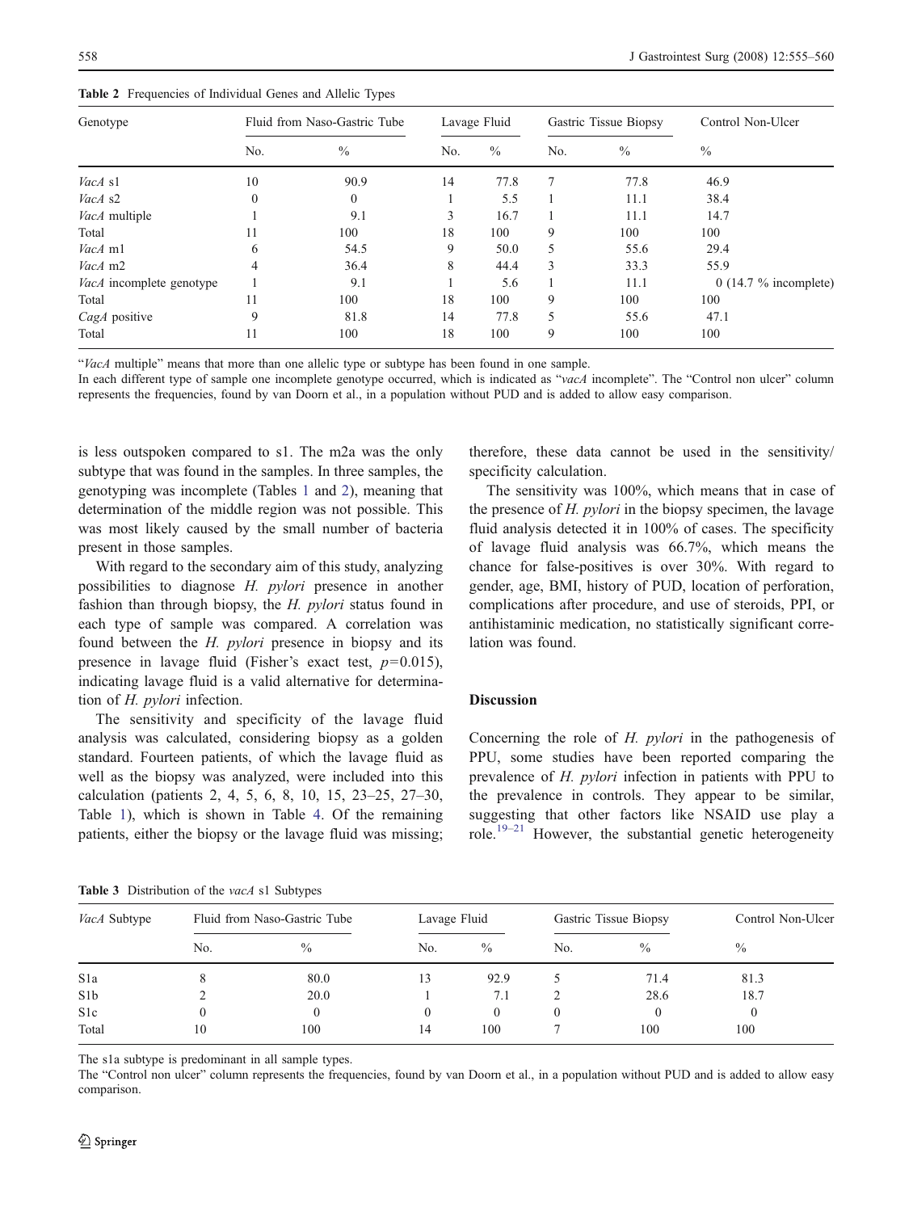**Table 2** Frequencies of Individual Genes and Allelic Types

| Genotype | Fluid from Naso-Gastric Tube | | Lavage Fluid | | Gastric Tissue Biopsy | | Control Non-Ulcer |
|---|---|---|---|---|---|---|---|
| | No. | % | No. | % | No. | % | % |
| *VacA* s1 | 10 | 90.9 | 14 | 77.8 | 7 | 77.8 | 46.9 |
| *VacA* s2 | 0 | 0 | 1 | 5.5 | 1 | 11.1 | 38.4 |
| *VacA* multiple | 1 | 9.1 | 3 | 16.7 | 1 | 11.1 | 14.7 |
| Total | 11 | 100 | 18 | 100 | 9 | 100 | 100 |
| *VacA* m1 | 6 | 54.5 | 9 | 50.0 | 5 | 55.6 | 29.4 |
| *VacA* m2 | 4 | 36.4 | 8 | 44.4 | 3 | 33.3 | 55.9 |
| *VacA* incomplete genotype | 1 | 9.1 | 1 | 5.6 | 1 | 11.1 | 0 (14.7 % incomplete) |
| Total | 11 | 100 | 18 | 100 | 9 | 100 | 100 |
| *CagA* positive | 9 | 81.8 | 14 | 77.8 | 5 | 55.6 | 47.1 |
| Total | 11 | 100 | 18 | 100 | 9 | 100 | 100 |

"*VacA* multiple" means that more than one allelic type or subtype has been found in one sample.

In each different type of sample one incomplete genotype occurred, which is indicated as "*vacA* incomplete". The "Control non ulcer" column represents the frequencies, found by van Doorn et al., in a population without PUD and is added to allow easy comparison.

is less outspoken compared to s1. The m2a was the only subtype that was found in the samples. In three samples, the genotyping was incomplete (Tables 1 and 2), meaning that determination of the middle region was not possible. This was most likely caused by the small number of bacteria present in those samples.

With regard to the secondary aim of this study, analyzing possibilities to diagnose *H. pylori* presence in another fashion than through biopsy, the *H. pylori* status found in each type of sample was compared. A correlation was found between the *H. pylori* presence in biopsy and its presence in lavage fluid (Fisher's exact test, $p=0.015$), indicating lavage fluid is a valid alternative for determination of *H. pylori* infection.

The sensitivity and specificity of the lavage fluid analysis was calculated, considering biopsy as a golden standard. Fourteen patients, of which the lavage fluid as well as the biopsy was analyzed, were included into this calculation (patients 2, 4, 5, 6, 8, 10, 15, 23–25, 27–30, Table 1), which is shown in Table 4. Of the remaining patients, either the biopsy or the lavage fluid was missing; therefore, these data cannot be used in the sensitivity/specificity calculation.

The sensitivity was 100%, which means that in case of the presence of *H. pylori* in the biopsy specimen, the lavage fluid analysis detected it in 100% of cases. The specificity of lavage fluid analysis was 66.7%, which means the chance for false-positives is over 30%. With regard to gender, age, BMI, history of PUD, location of perforation, complications after procedure, and use of steroids, PPI, or antihistaminic medication, no statistically significant correlation was found.

## Discussion

Concerning the role of *H. pylori* in the pathogenesis of PPU, some studies have been reported comparing the prevalence of *H. pylori* infection in patients with PPU to the prevalence in controls. They appear to be similar, suggesting that other factors like NSAID use play a role.[19–21] However, the substantial genetic heterogeneity

**Table 3** Distribution of the *vacA* s1 Subtypes

| *VacA* Subtype | Fluid from Naso-Gastric Tube | | Lavage Fluid | | Gastric Tissue Biopsy | | Control Non-Ulcer |
|---|---|---|---|---|---|---|---|
| | No. | % | No. | % | No. | % | % |
| S1a | 8 | 80.0 | 13 | 92.9 | 5 | 71.4 | 81.3 |
| S1b | 2 | 20.0 | 1 | 7.1 | 2 | 28.6 | 18.7 |
| S1c | 0 | 0 | 0 | 0 | 0 | 0 | 0 |
| Total | 10 | 100 | 14 | 100 | 7 | 100 | 100 |

The s1a subtype is predominant in all sample types.

The "Control non ulcer" column represents the frequencies, found by van Doorn et al., in a population without PUD and is added to allow easy comparison.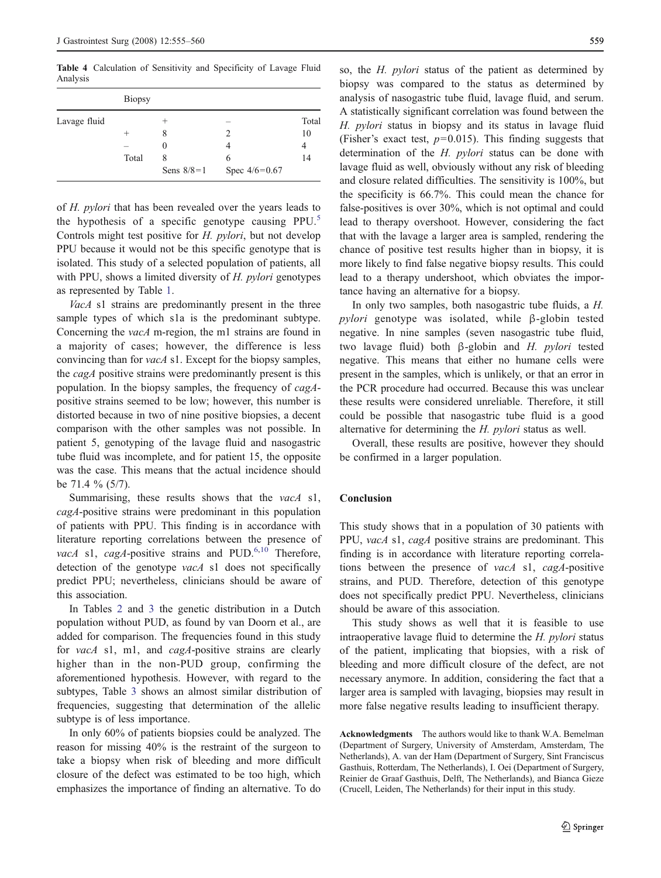**Table 4** Calculation of Sensitivity and Specificity of Lavage Fluid Analysis

| | | Biopsy | | |
|---|---|---|---|---|
| Lavage fluid | | + | – | Total |
| | + | 8 | 2 | 10 |
| | – | 0 | 4 | 4 |
| | Total | 8 | 6 | 14 |
| | | Sens 8/8=1 | Spec 4/6=0.67 | |

of *H. pylori* that has been revealed over the years leads to the hypothesis of a specific genotype causing PPU.[5] Controls might test positive for *H. pylori*, but not develop PPU because it would not be this specific genotype that is isolated. This study of a selected population of patients, all with PPU, shows a limited diversity of *H. pylori* genotypes as represented by Table 1.

*VacA* s1 strains are predominantly present in the three sample types of which s1a is the predominant subtype. Concerning the *vacA* m-region, the m1 strains are found in a majority of cases; however, the difference is less convincing than for *vacA* s1. Except for the biopsy samples, the *cagA* positive strains were predominantly present is this population. In the biopsy samples, the frequency of *cagA*-positive strains seemed to be low; however, this number is distorted because in two of nine positive biopsies, a decent comparison with the other samples was not possible. In patient 5, genotyping of the lavage fluid and nasogastric tube fluid was incomplete, and for patient 15, the opposite was the case. This means that the actual incidence should be 71.4 % (5/7).

Summarising, these results shows that the *vacA* s1, *cagA*-positive strains were predominant in this population of patients with PPU. This finding is in accordance with literature reporting correlations between the presence of *vacA* s1, *cagA*-positive strains and PUD.[6,10] Therefore, detection of the genotype *vacA* s1 does not specifically predict PPU; nevertheless, clinicians should be aware of this association.

In Tables 2 and 3 the genetic distribution in a Dutch population without PUD, as found by van Doorn et al., are added for comparison. The frequencies found in this study for *vacA* s1, m1, and *cagA*-positive strains are clearly higher than in the non-PUD group, confirming the aforementioned hypothesis. However, with regard to the subtypes, Table 3 shows an almost similar distribution of frequencies, suggesting that determination of the allelic subtype is of less importance.

In only 60% of patients biopsies could be analyzed. The reason for missing 40% is the restraint of the surgeon to take a biopsy when risk of bleeding and more difficult closure of the defect was estimated to be too high, which emphasizes the importance of finding an alternative. To do so, the *H. pylori* status of the patient as determined by biopsy was compared to the status as determined by analysis of nasogastric tube fluid, lavage fluid, and serum. A statistically significant correlation was found between the *H. pylori* status in biopsy and its status in lavage fluid (Fisher's exact test, $p=0.015$). This finding suggests that determination of the *H. pylori* status can be done with lavage fluid as well, obviously without any risk of bleeding and closure related difficulties. The sensitivity is 100%, but the specificity is 66.7%. This could mean the chance for false-positives is over 30%, which is not optimal and could lead to therapy overshoot. However, considering the fact that with the lavage a larger area is sampled, rendering the chance of positive test results higher than in biopsy, it is more likely to find false negative biopsy results. This could lead to a therapy undershoot, which obviates the importance having an alternative for a biopsy.

In only two samples, both nasogastric tube fluids, a *H. pylori* genotype was isolated, while β-globin tested negative. In nine samples (seven nasogastric tube fluid, two lavage fluid) both β-globin and *H. pylori* tested negative. This means that either no humane cells were present in the samples, which is unlikely, or that an error in the PCR procedure had occurred. Because this was unclear these results were considered unreliable. Therefore, it still could be possible that nasogastric tube fluid is a good alternative for determining the *H. pylori* status as well.

Overall, these results are positive, however they should be confirmed in a larger population.

## Conclusion

This study shows that in a population of 30 patients with PPU, *vacA* s1, *cagA* positive strains are predominant. This finding is in accordance with literature reporting correlations between the presence of *vacA* s1, *cagA*-positive strains, and PUD. Therefore, detection of this genotype does not specifically predict PPU. Nevertheless, clinicians should be aware of this association.

This study shows as well that it is feasible to use intraoperative lavage fluid to determine the *H. pylori* status of the patient, implicating that biopsies, with a risk of bleeding and more difficult closure of the defect, are not necessary anymore. In addition, considering the fact that a larger area is sampled with lavaging, biopsies may result in more false negative results leading to insufficient therapy.

**Acknowledgments** The authors would like to thank W.A. Bemelman (Department of Surgery, University of Amsterdam, Amsterdam, The Netherlands), A. van der Ham (Department of Surgery, Sint Franciscus Gasthuis, Rotterdam, The Netherlands), I. Oei (Department of Surgery, Reinier de Graaf Gasthuis, Delft, The Netherlands), and Bianca Gieze (Crucell, Leiden, The Netherlands) for their input in this study.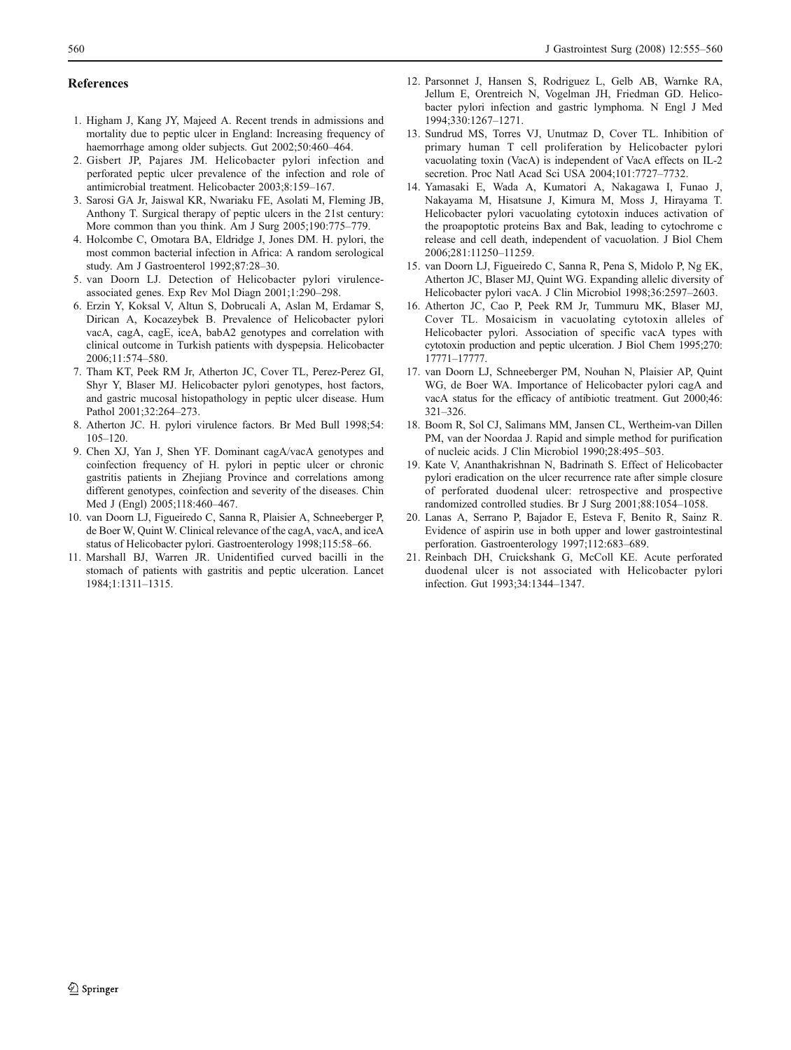## References

1. Higham J, Kang JY, Majeed A. Recent trends in admissions and mortality due to peptic ulcer in England: Increasing frequency of haemorrhage among older subjects. Gut 2002;50:460–464.
2. Gisbert JP, Pajares JM. Helicobacter pylori infection and perforated peptic ulcer prevalence of the infection and role of antimicrobial treatment. Helicobacter 2003;8:159–167.
3. Sarosi GA Jr, Jaiswal KR, Nwariaku FE, Asolati M, Fleming JB, Anthony T. Surgical therapy of peptic ulcers in the 21st century: More common than you think. Am J Surg 2005;190:775–779.
4. Holcombe C, Omotara BA, Eldridge J, Jones DM. H. pylori, the most common bacterial infection in Africa: A random serological study. Am J Gastroenterol 1992;87:28–30.
5. van Doorn LJ. Detection of Helicobacter pylori virulence-associated genes. Exp Rev Mol Diagn 2001;1:290–298.
6. Erzin Y, Koksal V, Altun S, Dobrucali A, Aslan M, Erdamar S, Dirican A, Kocazeybek B. Prevalence of Helicobacter pylori vacA, cagA, cagE, iceA, babA2 genotypes and correlation with clinical outcome in Turkish patients with dyspepsia. Helicobacter 2006;11:574–580.
7. Tham KT, Peek RM Jr, Atherton JC, Cover TL, Perez-Perez GI, Shyr Y, Blaser MJ. Helicobacter pylori genotypes, host factors, and gastric mucosal histopathology in peptic ulcer disease. Hum Pathol 2001;32:264–273.
8. Atherton JC. H. pylori virulence factors. Br Med Bull 1998;54: 105–120.
9. Chen XJ, Yan J, Shen YF. Dominant cagA/vacA genotypes and coinfection frequency of H. pylori in peptic ulcer or chronic gastritis patients in Zhejiang Province and correlations among different genotypes, coinfection and severity of the diseases. Chin Med J (Engl) 2005;118:460–467.
10. van Doorn LJ, Figueiredo C, Sanna R, Plaisier A, Schneeberger P, de Boer W, Quint W. Clinical relevance of the cagA, vacA, and iceA status of Helicobacter pylori. Gastroenterology 1998;115:58–66.
11. Marshall BJ, Warren JR. Unidentified curved bacilli in the stomach of patients with gastritis and peptic ulceration. Lancet 1984;1:1311–1315.
12. Parsonnet J, Hansen S, Rodriguez L, Gelb AB, Warnke RA, Jellum E, Orentreich N, Vogelman JH, Friedman GD. Helicobacter pylori infection and gastric lymphoma. N Engl J Med 1994;330:1267–1271.
13. Sundrud MS, Torres VJ, Unutmaz D, Cover TL. Inhibition of primary human T cell proliferation by Helicobacter pylori vacuolating toxin (VacA) is independent of VacA effects on IL-2 secretion. Proc Natl Acad Sci USA 2004;101:7727–7732.
14. Yamasaki E, Wada A, Kumatori A, Nakagawa I, Funao J, Nakayama M, Hisatsune J, Kimura M, Moss J, Hirayama T. Helicobacter pylori vacuolating cytotoxin induces activation of the proapoptotic proteins Bax and Bak, leading to cytochrome c release and cell death, independent of vacuolation. J Biol Chem 2006;281:11250–11259.
15. van Doorn LJ, Figueiredo C, Sanna R, Pena S, Midolo P, Ng EK, Atherton JC, Blaser MJ, Quint WG. Expanding allelic diversity of Helicobacter pylori vacA. J Clin Microbiol 1998;36:2597–2603.
16. Atherton JC, Cao P, Peek RM Jr, Tummuru MK, Blaser MJ, Cover TL. Mosaicism in vacuolating cytotoxin alleles of Helicobacter pylori. Association of specific vacA types with cytotoxin production and peptic ulceration. J Biol Chem 1995;270: 17771–17777.
17. van Doorn LJ, Schneeberger PM, Nouhan N, Plaisier AP, Quint WG, de Boer WA. Importance of Helicobacter pylori cagA and vacA status for the efficacy of antibiotic treatment. Gut 2000;46: 321–326.
18. Boom R, Sol CJ, Salimans MM, Jansen CL, Wertheim-van Dillen PM, van der Noordaa J. Rapid and simple method for purification of nucleic acids. J Clin Microbiol 1990;28:495–503.
19. Kate V, Ananthakrishnan N, Badrinath S. Effect of Helicobacter pylori eradication on the ulcer recurrence rate after simple closure of perforated duodenal ulcer: retrospective and prospective randomized controlled studies. Br J Surg 2001;88:1054–1058.
20. Lanas A, Serrano P, Bajador E, Esteva F, Benito R, Sainz R. Evidence of aspirin use in both upper and lower gastrointestinal perforation. Gastroenterology 1997;112:683–689.
21. Reinbach DH, Cruickshank G, McColl KE. Acute perforated duodenal ulcer is not associated with Helicobacter pylori infection. Gut 1993;34:1344–1347.